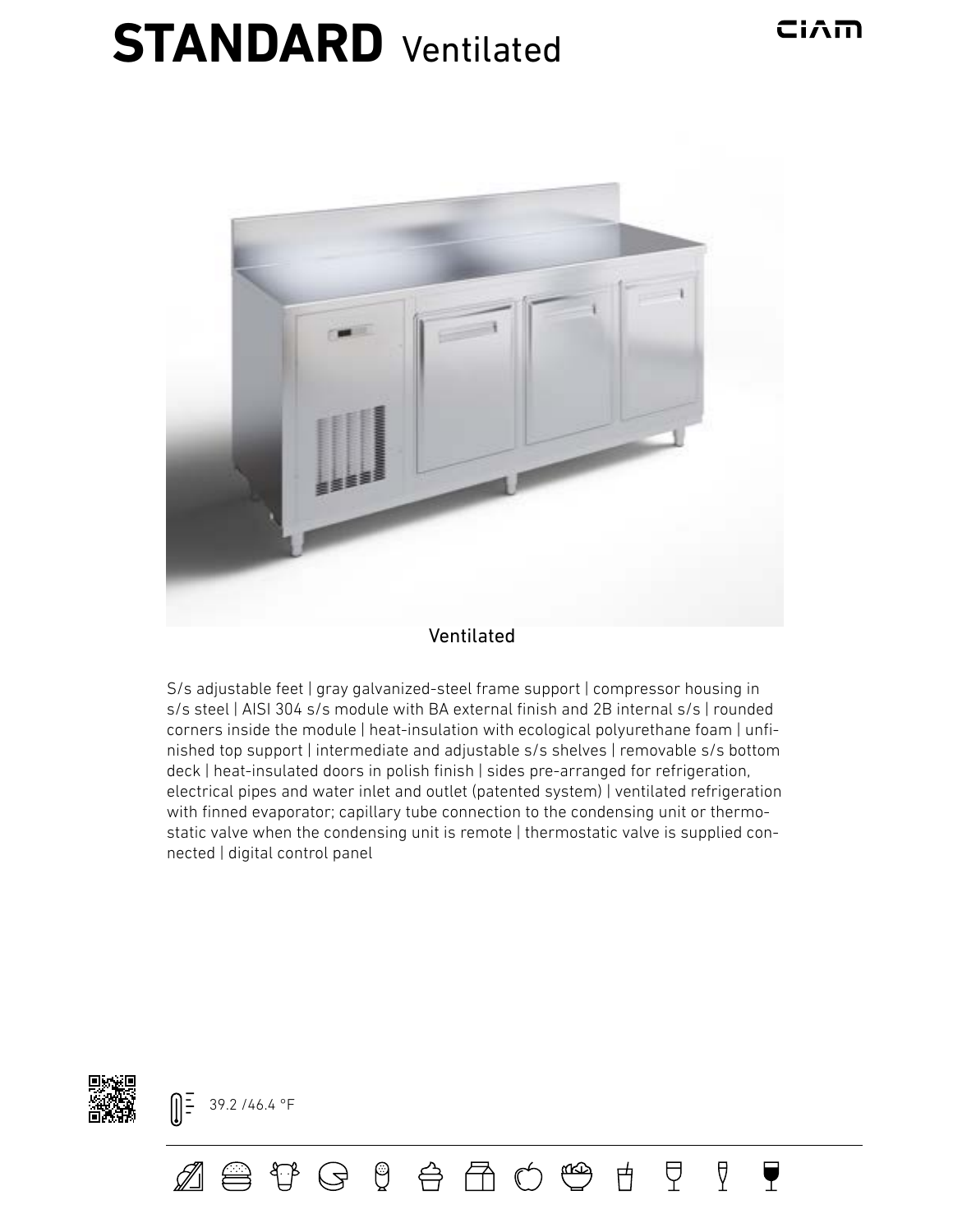# **STANDARD** Ventilated

Ventilated

S/s adjustable feet | gray galvanized-steel frame support | compressor housing in s/s steel | AISI 304 s/s module with BA external finish and 2B internal s/s | rounded corners inside the module | heat-insulation with ecological polyurethane foam | unfinished top support | intermediate and adjustable s/s shelves | removable s/s bottom deck | heat-insulated doors in polish finish | sides pre-arranged for refrigeration, electrical pipes and water inlet and outlet (patented system) | ventilated refrigeration with finned evaporator; capillary tube connection to the condensing unit or thermostatic valve when the condensing unit is remote | thermostatic valve is supplied connected | digital control panel

39.2 /46.4 °F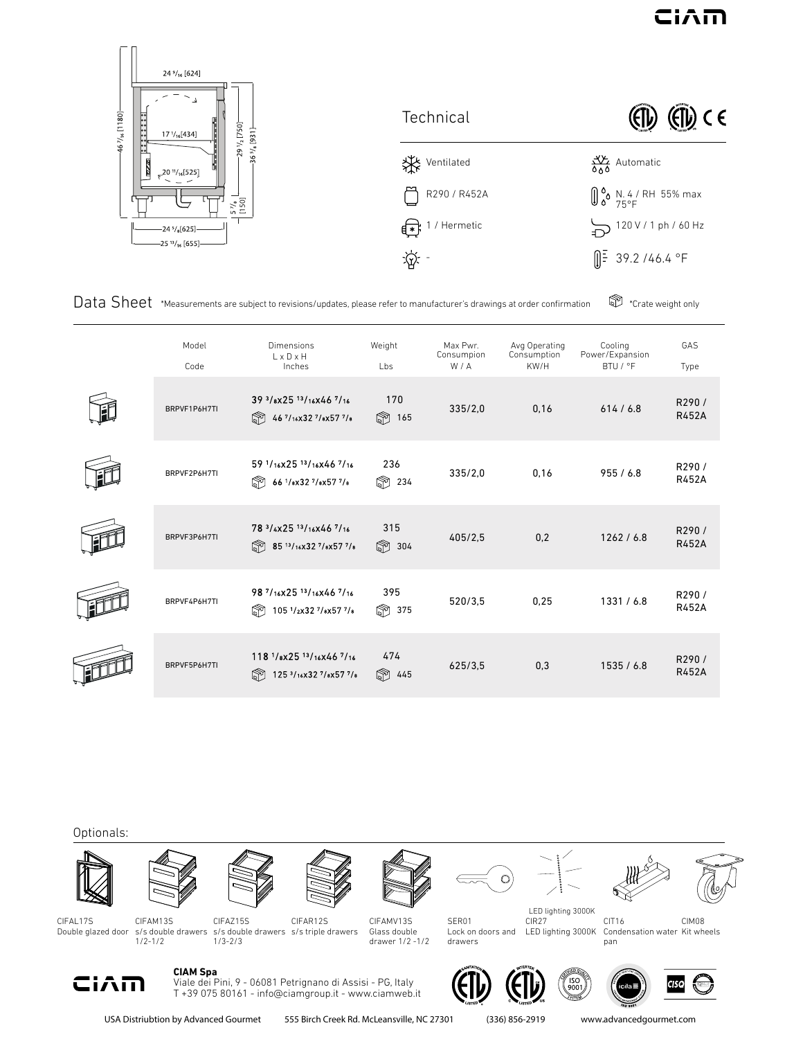24 9/16 [624]

17 1/16 [434]

20 11/16 [525]

46 7/16 [1180]

29 1/2 [750]

36 5/8 [931]

5 7/8 [150]

24 5/8 [625]

25 13/16 [655]

## Technical

| | |
|---|---|
| Ventilated | Automatic |
| R290 / R452A | N. 4 / RH 55% max 75°F |
| 1 / Hermetic | 120 V / 1 ph / 60 Hz |
| - | 39.2 /46.4 °F |

## Data Sheet

*Measurements are subject to revisions/updates, please refer to manufacturer's drawings at order confirmation

*Crate weight only

| Model<br>Code | Dimensions L x D x H<br>Inches | Weight<br>Lbs | Max Pwr. Consumpion<br>W / A | Avg Operating Consumption<br>KW/H | Cooling Power/Expansion<br>BTU / °F | GAS<br>Type |
|---|---|---|---|---|---|---|
| BRPVF1P6H7TI | 39 3/8x25 13/16x46 7/16<br>46 7/16x32 7/8x57 7/8 | 170<br>165 | 335/2,0 | 0,16 | 614 / 6.8 | R290 / R452A |
| BRPVF2P6H7TI | 59 1/16x25 13/16x46 7/16<br>66 1/8x32 7/8x57 7/8 | 236<br>234 | 335/2,0 | 0,16 | 955 / 6.8 | R290 / R452A |
| BRPVF3P6H7TI | 78 3/4x25 13/16x46 7/16<br>85 13/16x32 7/8x57 7/8 | 315<br>304 | 405/2,5 | 0,2 | 1262 / 6.8 | R290 / R452A |
| BRPVF4P6H7TI | 98 7/16x25 13/16x46 7/16<br>105 1/2x32 7/8x57 7/8 | 395<br>375 | 520/3,5 | 0,25 | 1331 / 6.8 | R290 / R452A |
| BRPVF5P6H7TI | 118 1/8x25 13/16x46 7/16<br>125 3/16x32 7/8x57 7/8 | 474<br>445 | 625/3,5 | 0,3 | 1535 / 6.8 | R290 / R452A |

## Optionals:

- CIFAL17S – Double glazed door
- CIFAM13S – s/s double drawers 1/2-1/2
- CIFAZ15S – s/s double drawers 1/3-2/3
- CIFAR12S – s/s triple drawers
- CIFAMV13S – Glass double drawer 1/2 -1/2
- SER01 – Lock on doors and drawers
- CIR27 – LED lighting 3000K
- CIT16 – Condensation water pan
- CIM08 – Kit wheels

**CIAM Spa**
Viale dei Pini, 9 - 06081 Petrignano di Assisi - PG, Italy
T +39 075 80161 - info@ciamgroup.it - www.ciamweb.it

USA Distriubtion by Advanced Gourmet 555 Birch Creek Rd. McLeansville, NC 27301 (336) 856-2919 www.advancedgourmet.com